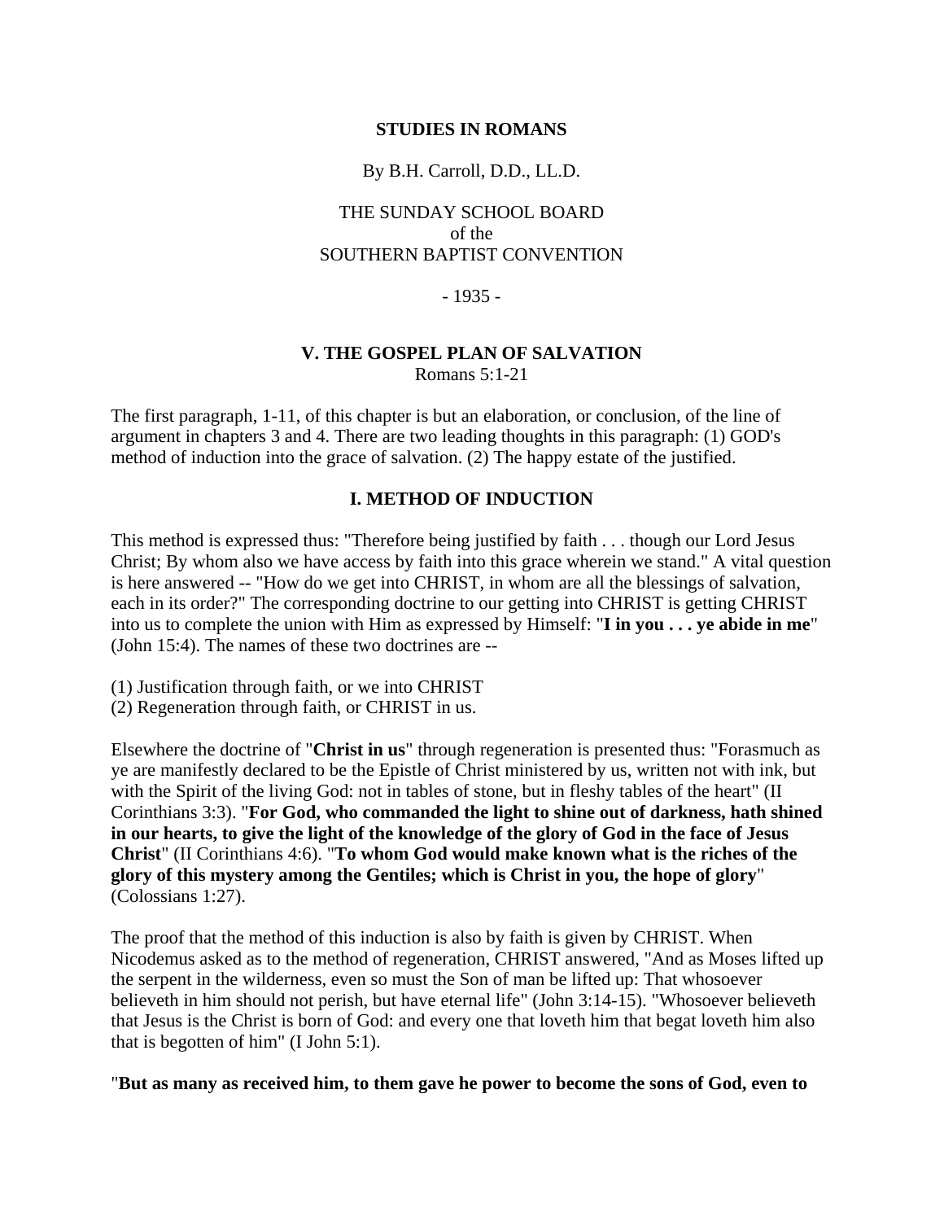**STUDIES IN ROMANS**

By B.H. Carroll, D.D., LL.D.

THE SUNDAY SCHOOL BOARD
of the
SOUTHERN BAPTIST CONVENTION

- 1935 -

## V. THE GOSPEL PLAN OF SALVATION

Romans 5:1-21

The first paragraph, 1-11, of this chapter is but an elaboration, or conclusion, of the line of argument in chapters 3 and 4. There are two leading thoughts in this paragraph: (1) GOD's method of induction into the grace of salvation. (2) The happy estate of the justified.

### I. METHOD OF INDUCTION

This method is expressed thus: "Therefore being justified by faith . . . though our Lord Jesus Christ; By whom also we have access by faith into this grace wherein we stand." A vital question is here answered -- "How do we get into CHRIST, in whom are all the blessings of salvation, each in its order?" The corresponding doctrine to our getting into CHRIST is getting CHRIST into us to complete the union with Him as expressed by Himself: "**I in you . . . ye abide in me**" (John 15:4). The names of these two doctrines are --

(1) Justification through faith, or we into CHRIST
(2) Regeneration through faith, or CHRIST in us.

Elsewhere the doctrine of "**Christ in us**" through regeneration is presented thus: "Forasmuch as ye are manifestly declared to be the Epistle of Christ ministered by us, written not with ink, but with the Spirit of the living God: not in tables of stone, but in fleshy tables of the heart" (II Corinthians 3:3). "**For God, who commanded the light to shine out of darkness, hath shined in our hearts, to give the light of the knowledge of the glory of God in the face of Jesus Christ**" (II Corinthians 4:6). "**To whom God would make known what is the riches of the glory of this mystery among the Gentiles; which is Christ in you, the hope of glory**" (Colossians 1:27).

The proof that the method of this induction is also by faith is given by CHRIST. When Nicodemus asked as to the method of regeneration, CHRIST answered, "And as Moses lifted up the serpent in the wilderness, even so must the Son of man be lifted up: That whosoever believeth in him should not perish, but have eternal life" (John 3:14-15). "Whosoever believeth that Jesus is the Christ is born of God: and every one that loveth him that begat loveth him also that is begotten of him" (I John 5:1).

"**But as many as received him, to them gave he power to become the sons of God, even to**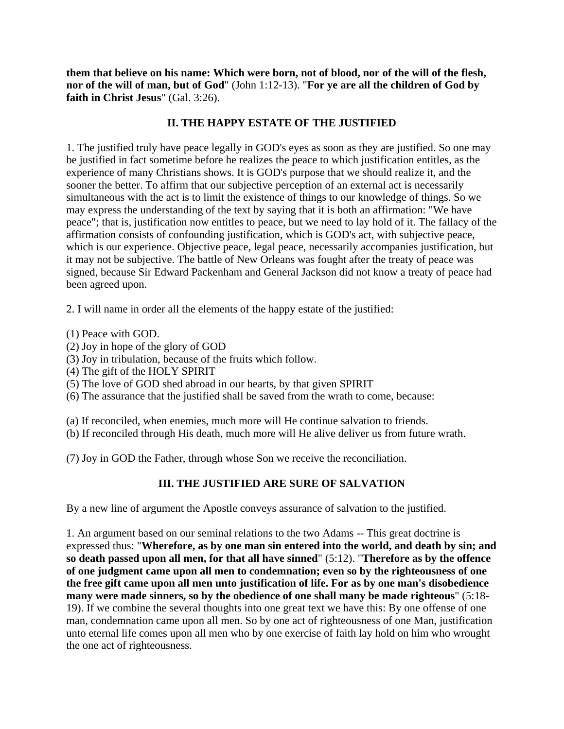**them that believe on his name: Which were born, not of blood, nor of the will of the flesh, nor of the will of man, but of God**" (John 1:12-13). "**For ye are all the children of God by faith in Christ Jesus**" (Gal. 3:26).

## II. THE HAPPY ESTATE OF THE JUSTIFIED

1. The justified truly have peace legally in GOD's eyes as soon as they are justified. So one may be justified in fact sometime before he realizes the peace to which justification entitles, as the experience of many Christians shows. It is GOD's purpose that we should realize it, and the sooner the better. To affirm that our subjective perception of an external act is necessarily simultaneous with the act is to limit the existence of things to our knowledge of things. So we may express the understanding of the text by saying that it is both an affirmation: "We have peace"; that is, justification now entitles to peace, but we need to lay hold of it. The fallacy of the affirmation consists of confounding justification, which is GOD's act, with subjective peace, which is our experience. Objective peace, legal peace, necessarily accompanies justification, but it may not be subjective. The battle of New Orleans was fought after the treaty of peace was signed, because Sir Edward Packenham and General Jackson did not know a treaty of peace had been agreed upon.

2. I will name in order all the elements of the happy estate of the justified:

(1) Peace with GOD.
(2) Joy in hope of the glory of GOD
(3) Joy in tribulation, because of the fruits which follow.
(4) The gift of the HOLY SPIRIT
(5) The love of GOD shed abroad in our hearts, by that given SPIRIT
(6) The assurance that the justified shall be saved from the wrath to come, because:

(a) If reconciled, when enemies, much more will He continue salvation to friends.
(b) If reconciled through His death, much more will He alive deliver us from future wrath.

(7) Joy in GOD the Father, through whose Son we receive the reconciliation.

## III. THE JUSTIFIED ARE SURE OF SALVATION

By a new line of argument the Apostle conveys assurance of salvation to the justified.

1. An argument based on our seminal relations to the two Adams -- This great doctrine is expressed thus: "**Wherefore, as by one man sin entered into the world, and death by sin; and so death passed upon all men, for that all have sinned**" (5:12). "**Therefore as by the offence of one judgment came upon all men to condemnation; even so by the righteousness of one the free gift came upon all men unto justification of life. For as by one man's disobedience many were made sinners, so by the obedience of one shall many be made righteous**" (5:18-19). If we combine the several thoughts into one great text we have this: By one offense of one man, condemnation came upon all men. So by one act of righteousness of one Man, justification unto eternal life comes upon all men who by one exercise of faith lay hold on him who wrought the one act of righteousness.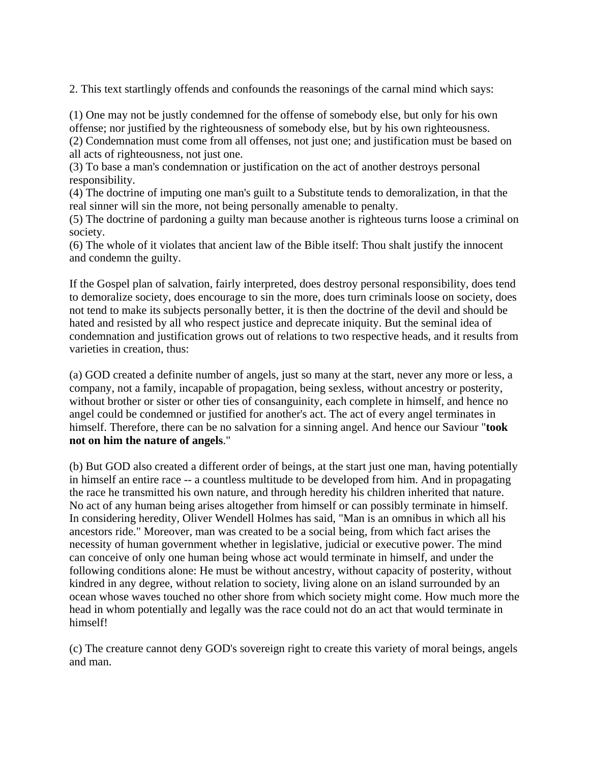2. This text startlingly offends and confounds the reasonings of the carnal mind which says:

(1) One may not be justly condemned for the offense of somebody else, but only for his own offense; nor justified by the righteousness of somebody else, but by his own righteousness.
(2) Condemnation must come from all offenses, not just one; and justification must be based on all acts of righteousness, not just one.
(3) To base a man's condemnation or justification on the act of another destroys personal responsibility.
(4) The doctrine of imputing one man's guilt to a Substitute tends to demoralization, in that the real sinner will sin the more, not being personally amenable to penalty.
(5) The doctrine of pardoning a guilty man because another is righteous turns loose a criminal on society.
(6) The whole of it violates that ancient law of the Bible itself: Thou shalt justify the innocent and condemn the guilty.

If the Gospel plan of salvation, fairly interpreted, does destroy personal responsibility, does tend to demoralize society, does encourage to sin the more, does turn criminals loose on society, does not tend to make its subjects personally better, it is then the doctrine of the devil and should be hated and resisted by all who respect justice and deprecate iniquity. But the seminal idea of condemnation and justification grows out of relations to two respective heads, and it results from varieties in creation, thus:

(a) GOD created a definite number of angels, just so many at the start, never any more or less, a company, not a family, incapable of propagation, being sexless, without ancestry or posterity, without brother or sister or other ties of consanguinity, each complete in himself, and hence no angel could be condemned or justified for another's act. The act of every angel terminates in himself. Therefore, there can be no salvation for a sinning angel. And hence our Saviour "**took not on him the nature of angels**."

(b) But GOD also created a different order of beings, at the start just one man, having potentially in himself an entire race -- a countless multitude to be developed from him. And in propagating the race he transmitted his own nature, and through heredity his children inherited that nature. No act of any human being arises altogether from himself or can possibly terminate in himself. In considering heredity, Oliver Wendell Holmes has said, "Man is an omnibus in which all his ancestors ride." Moreover, man was created to be a social being, from which fact arises the necessity of human government whether in legislative, judicial or executive power. The mind can conceive of only one human being whose act would terminate in himself, and under the following conditions alone: He must be without ancestry, without capacity of posterity, without kindred in any degree, without relation to society, living alone on an island surrounded by an ocean whose waves touched no other shore from which society might come. How much more the head in whom potentially and legally was the race could not do an act that would terminate in himself!

(c) The creature cannot deny GOD's sovereign right to create this variety of moral beings, angels and man.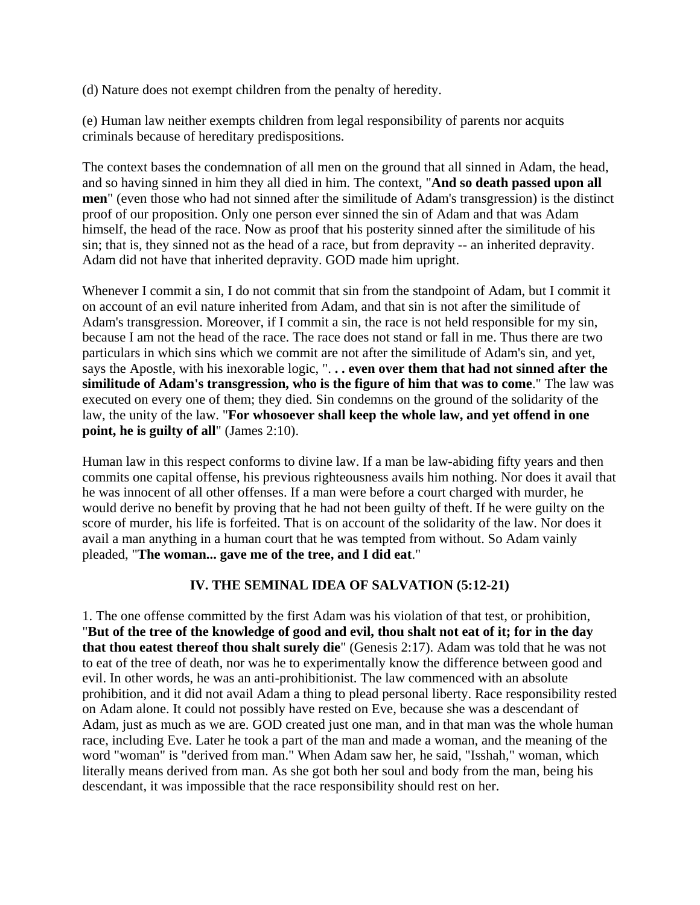(d) Nature does not exempt children from the penalty of heredity.

(e) Human law neither exempts children from legal responsibility of parents nor acquits criminals because of hereditary predispositions.

The context bases the condemnation of all men on the ground that all sinned in Adam, the head, and so having sinned in him they all died in him. The context, "**And so death passed upon all men**" (even those who had not sinned after the similitude of Adam's transgression) is the distinct proof of our proposition. Only one person ever sinned the sin of Adam and that was Adam himself, the head of the race. Now as proof that his posterity sinned after the similitude of his sin; that is, they sinned not as the head of a race, but from depravity -- an inherited depravity. Adam did not have that inherited depravity. GOD made him upright.

Whenever I commit a sin, I do not commit that sin from the standpoint of Adam, but I commit it on account of an evil nature inherited from Adam, and that sin is not after the similitude of Adam's transgression. Moreover, if I commit a sin, the race is not held responsible for my sin, because I am not the head of the race. The race does not stand or fall in me. Thus there are two particulars in which sins which we commit are not after the similitude of Adam's sin, and yet, says the Apostle, with his inexorable logic, "**. . . even over them that had not sinned after the similitude of Adam's transgression, who is the figure of him that was to come**." The law was executed on every one of them; they died. Sin condemns on the ground of the solidarity of the law, the unity of the law. "**For whosoever shall keep the whole law, and yet offend in one point, he is guilty of all**" (James 2:10).

Human law in this respect conforms to divine law. If a man be law-abiding fifty years and then commits one capital offense, his previous righteousness avails him nothing. Nor does it avail that he was innocent of all other offenses. If a man were before a court charged with murder, he would derive no benefit by proving that he had not been guilty of theft. If he were guilty on the score of murder, his life is forfeited. That is on account of the solidarity of the law. Nor does it avail a man anything in a human court that he was tempted from without. So Adam vainly pleaded, "**The woman... gave me of the tree, and I did eat**."

## IV. THE SEMINAL IDEA OF SALVATION (5:12-21)

1. The one offense committed by the first Adam was his violation of that test, or prohibition, "**But of the tree of the knowledge of good and evil, thou shalt not eat of it; for in the day that thou eatest thereof thou shalt surely die**" (Genesis 2:17). Adam was told that he was not to eat of the tree of death, nor was he to experimentally know the difference between good and evil. In other words, he was an anti-prohibitionist. The law commenced with an absolute prohibition, and it did not avail Adam a thing to plead personal liberty. Race responsibility rested on Adam alone. It could not possibly have rested on Eve, because she was a descendant of Adam, just as much as we are. GOD created just one man, and in that man was the whole human race, including Eve. Later he took a part of the man and made a woman, and the meaning of the word "woman" is "derived from man." When Adam saw her, he said, "Isshah," woman, which literally means derived from man. As she got both her soul and body from the man, being his descendant, it was impossible that the race responsibility should rest on her.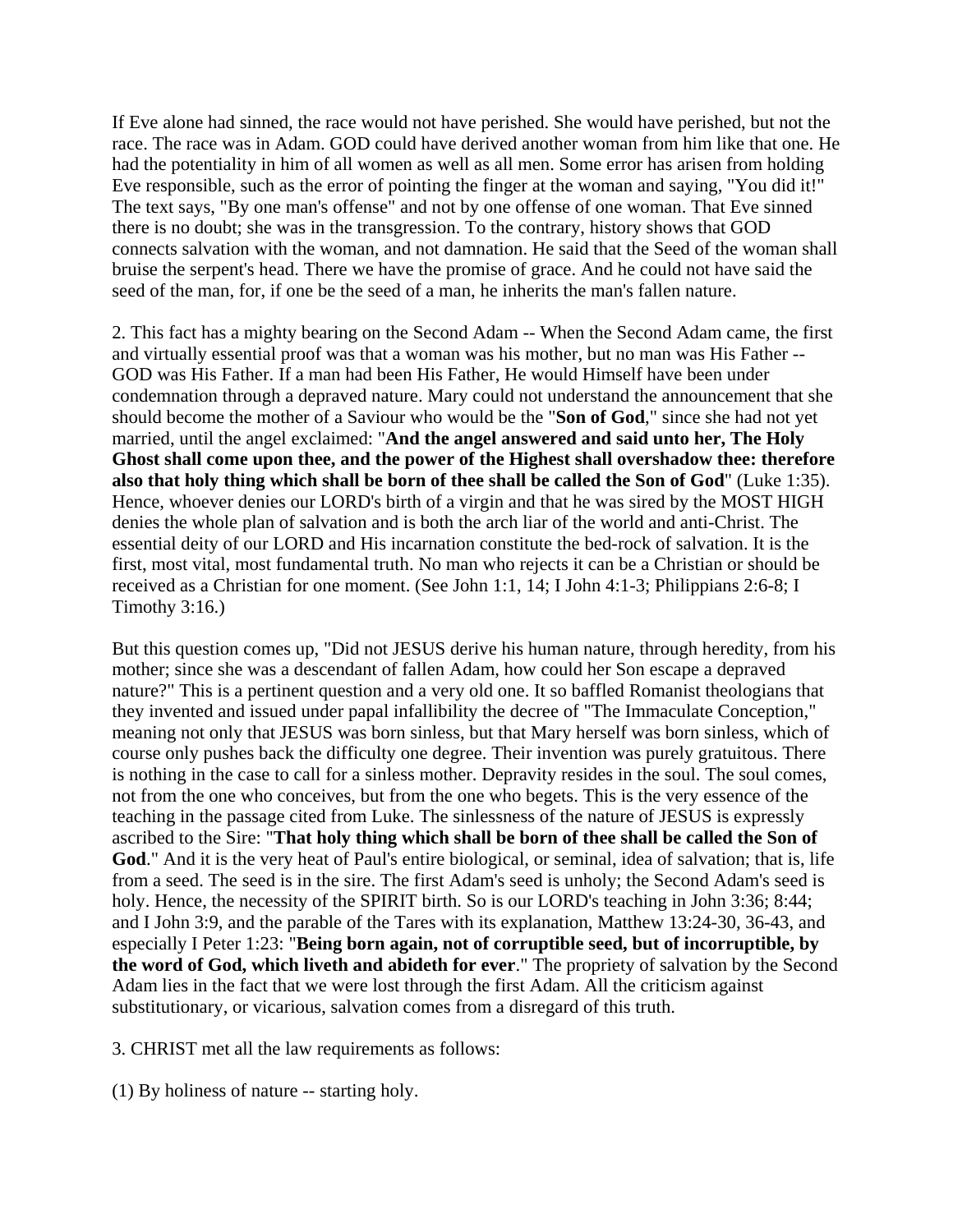If Eve alone had sinned, the race would not have perished. She would have perished, but not the race. The race was in Adam. GOD could have derived another woman from him like that one. He had the potentiality in him of all women as well as all men. Some error has arisen from holding Eve responsible, such as the error of pointing the finger at the woman and saying, "You did it!" The text says, "By one man's offense" and not by one offense of one woman. That Eve sinned there is no doubt; she was in the transgression. To the contrary, history shows that GOD connects salvation with the woman, and not damnation. He said that the Seed of the woman shall bruise the serpent's head. There we have the promise of grace. And he could not have said the seed of the man, for, if one be the seed of a man, he inherits the man's fallen nature.

2. This fact has a mighty bearing on the Second Adam -- When the Second Adam came, the first and virtually essential proof was that a woman was his mother, but no man was His Father -- GOD was His Father. If a man had been His Father, He would Himself have been under condemnation through a depraved nature. Mary could not understand the announcement that she should become the mother of a Saviour who would be the "**Son of God**," since she had not yet married, until the angel exclaimed: "**And the angel answered and said unto her, The Holy Ghost shall come upon thee, and the power of the Highest shall overshadow thee: therefore also that holy thing which shall be born of thee shall be called the Son of God**" (Luke 1:35). Hence, whoever denies our LORD's birth of a virgin and that he was sired by the MOST HIGH denies the whole plan of salvation and is both the arch liar of the world and anti-Christ. The essential deity of our LORD and His incarnation constitute the bed-rock of salvation. It is the first, most vital, most fundamental truth. No man who rejects it can be a Christian or should be received as a Christian for one moment. (See John 1:1, 14; I John 4:1-3; Philippians 2:6-8; I Timothy 3:16.)

But this question comes up, "Did not JESUS derive his human nature, through heredity, from his mother; since she was a descendant of fallen Adam, how could her Son escape a depraved nature?" This is a pertinent question and a very old one. It so baffled Romanist theologians that they invented and issued under papal infallibility the decree of "The Immaculate Conception," meaning not only that JESUS was born sinless, but that Mary herself was born sinless, which of course only pushes back the difficulty one degree. Their invention was purely gratuitous. There is nothing in the case to call for a sinless mother. Depravity resides in the soul. The soul comes, not from the one who conceives, but from the one who begets. This is the very essence of the teaching in the passage cited from Luke. The sinlessness of the nature of JESUS is expressly ascribed to the Sire: "**That holy thing which shall be born of thee shall be called the Son of God**." And it is the very heat of Paul's entire biological, or seminal, idea of salvation; that is, life from a seed. The seed is in the sire. The first Adam's seed is unholy; the Second Adam's seed is holy. Hence, the necessity of the SPIRIT birth. So is our LORD's teaching in John 3:36; 8:44; and I John 3:9, and the parable of the Tares with its explanation, Matthew 13:24-30, 36-43, and especially I Peter 1:23: "**Being born again, not of corruptible seed, but of incorruptible, by the word of God, which liveth and abideth for ever**." The propriety of salvation by the Second Adam lies in the fact that we were lost through the first Adam. All the criticism against substitutionary, or vicarious, salvation comes from a disregard of this truth.

3. CHRIST met all the law requirements as follows:

(1) By holiness of nature -- starting holy.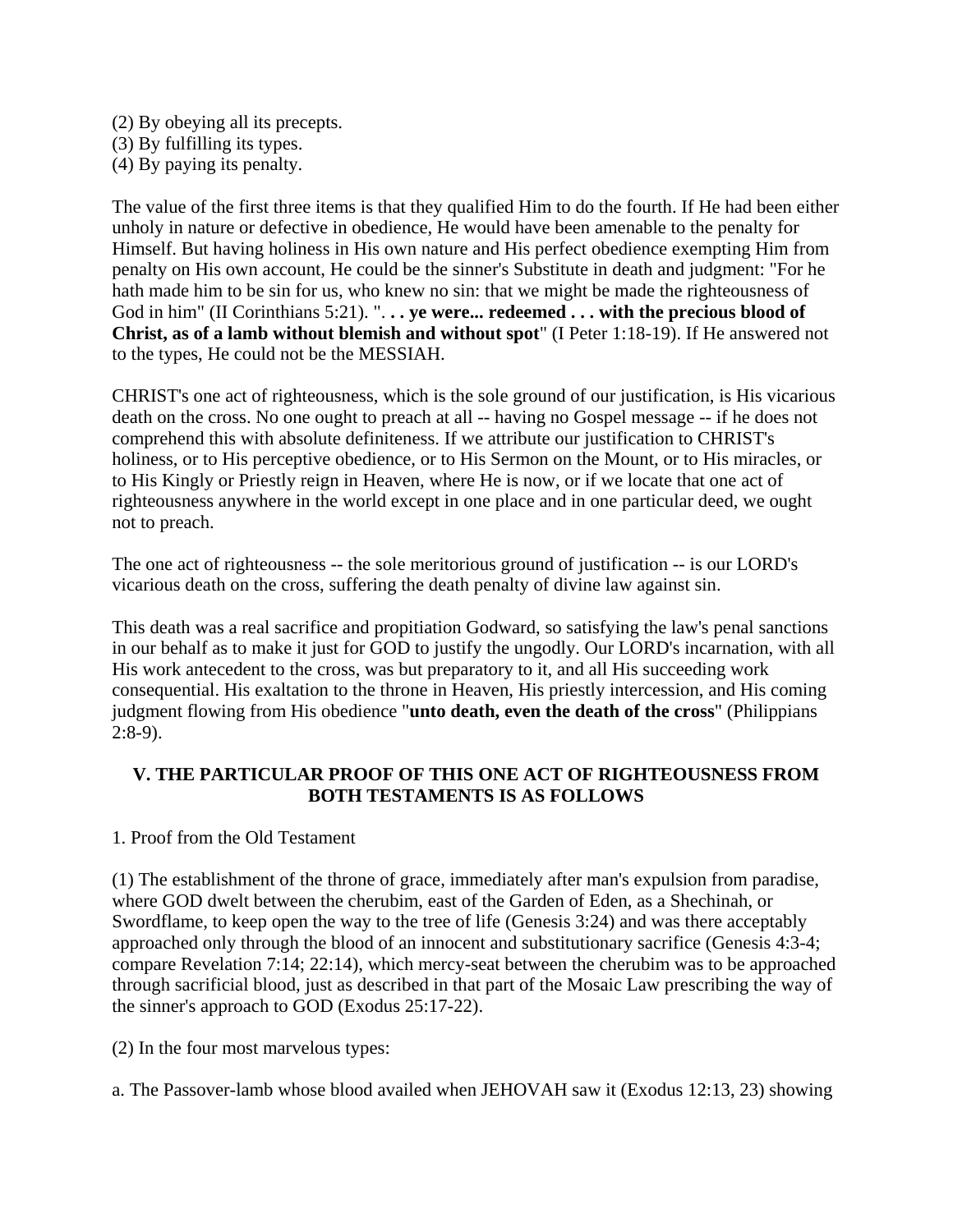(2) By obeying all its precepts.
(3) By fulfilling its types.
(4) By paying its penalty.

The value of the first three items is that they qualified Him to do the fourth. If He had been either unholy in nature or defective in obedience, He would have been amenable to the penalty for Himself. But having holiness in His own nature and His perfect obedience exempting Him from penalty on His own account, He could be the sinner's Substitute in death and judgment: "For he hath made him to be sin for us, who knew no sin: that we might be made the righteousness of God in him" (II Corinthians 5:21). "**. . . ye were... redeemed . . . with the precious blood of Christ, as of a lamb without blemish and without spot**" (I Peter 1:18-19). If He answered not to the types, He could not be the MESSIAH.

CHRIST's one act of righteousness, which is the sole ground of our justification, is His vicarious death on the cross. No one ought to preach at all -- having no Gospel message -- if he does not comprehend this with absolute definiteness. If we attribute our justification to CHRIST's holiness, or to His perceptive obedience, or to His Sermon on the Mount, or to His miracles, or to His Kingly or Priestly reign in Heaven, where He is now, or if we locate that one act of righteousness anywhere in the world except in one place and in one particular deed, we ought not to preach.

The one act of righteousness -- the sole meritorious ground of justification -- is our LORD's vicarious death on the cross, suffering the death penalty of divine law against sin.

This death was a real sacrifice and propitiation Godward, so satisfying the law's penal sanctions in our behalf as to make it just for GOD to justify the ungodly. Our LORD's incarnation, with all His work antecedent to the cross, was but preparatory to it, and all His succeeding work consequential. His exaltation to the throne in Heaven, His priestly intercession, and His coming judgment flowing from His obedience "**unto death, even the death of the cross**" (Philippians 2:8-9).

### V. THE PARTICULAR PROOF OF THIS ONE ACT OF RIGHTEOUSNESS FROM BOTH TESTAMENTS IS AS FOLLOWS

1. Proof from the Old Testament

(1) The establishment of the throne of grace, immediately after man's expulsion from paradise, where GOD dwelt between the cherubim, east of the Garden of Eden, as a Shechinah, or Swordflame, to keep open the way to the tree of life (Genesis 3:24) and was there acceptably approached only through the blood of an innocent and substitutionary sacrifice (Genesis 4:3-4; compare Revelation 7:14; 22:14), which mercy-seat between the cherubim was to be approached through sacrificial blood, just as described in that part of the Mosaic Law prescribing the way of the sinner's approach to GOD (Exodus 25:17-22).

(2) In the four most marvelous types:

a. The Passover-lamb whose blood availed when JEHOVAH saw it (Exodus 12:13, 23) showing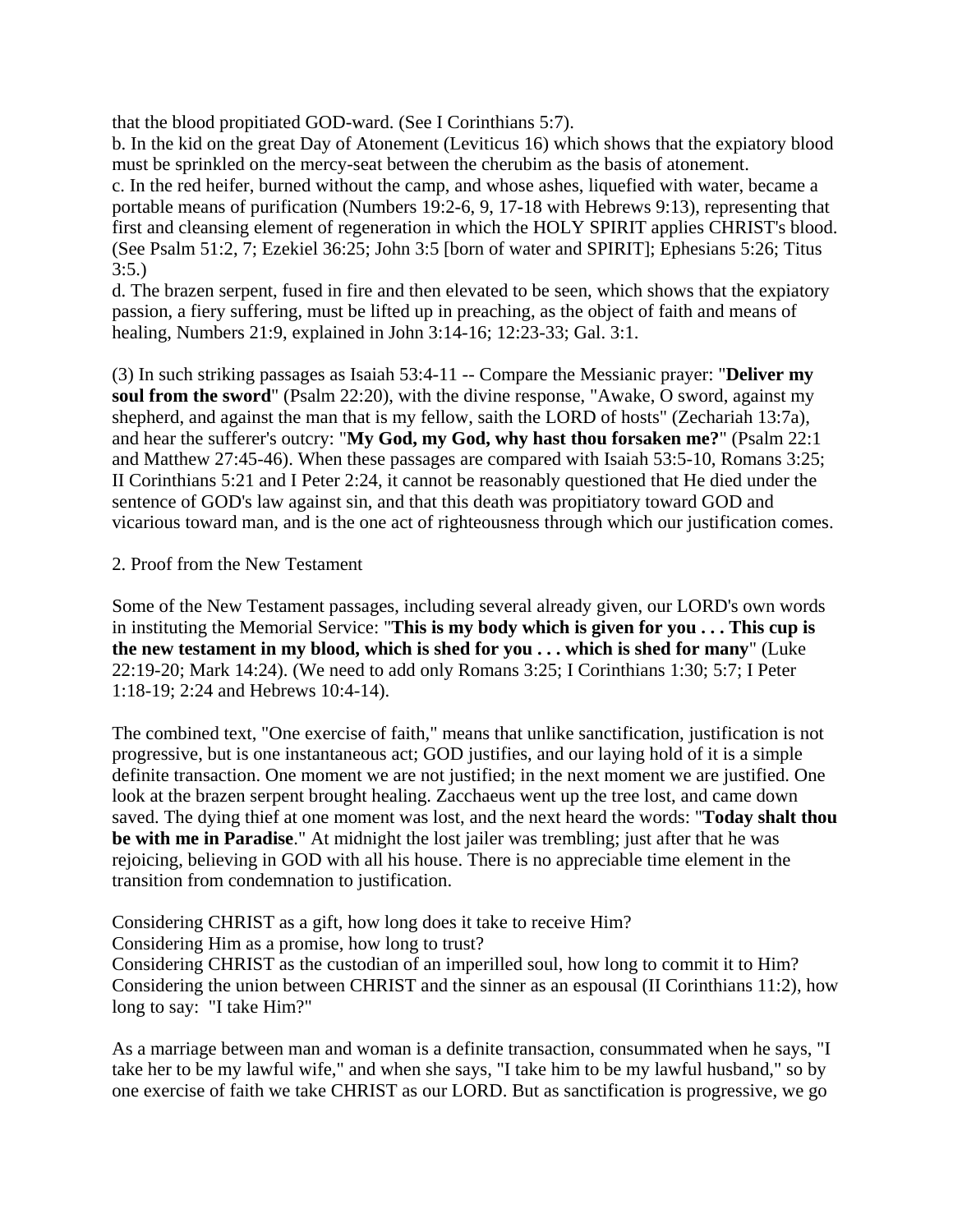that the blood propitiated GOD-ward. (See I Corinthians 5:7).
b. In the kid on the great Day of Atonement (Leviticus 16) which shows that the expiatory blood must be sprinkled on the mercy-seat between the cherubim as the basis of atonement.
c. In the red heifer, burned without the camp, and whose ashes, liquefied with water, became a portable means of purification (Numbers 19:2-6, 9, 17-18 with Hebrews 9:13), representing that first and cleansing element of regeneration in which the HOLY SPIRIT applies CHRIST's blood. (See Psalm 51:2, 7; Ezekiel 36:25; John 3:5 [born of water and SPIRIT]; Ephesians 5:26; Titus 3:5.)
d. The brazen serpent, fused in fire and then elevated to be seen, which shows that the expiatory passion, a fiery suffering, must be lifted up in preaching, as the object of faith and means of healing, Numbers 21:9, explained in John 3:14-16; 12:23-33; Gal. 3:1.

(3) In such striking passages as Isaiah 53:4-11 -- Compare the Messianic prayer: "**Deliver my soul from the sword**" (Psalm 22:20), with the divine response, "Awake, O sword, against my shepherd, and against the man that is my fellow, saith the LORD of hosts" (Zechariah 13:7a), and hear the sufferer's outcry: "**My God, my God, why hast thou forsaken me?**" (Psalm 22:1 and Matthew 27:45-46). When these passages are compared with Isaiah 53:5-10, Romans 3:25; II Corinthians 5:21 and I Peter 2:24, it cannot be reasonably questioned that He died under the sentence of GOD's law against sin, and that this death was propitiatory toward GOD and vicarious toward man, and is the one act of righteousness through which our justification comes.

2. Proof from the New Testament

Some of the New Testament passages, including several already given, our LORD's own words in instituting the Memorial Service: "**This is my body which is given for you . . . This cup is the new testament in my blood, which is shed for you . . . which is shed for many**" (Luke 22:19-20; Mark 14:24). (We need to add only Romans 3:25; I Corinthians 1:30; 5:7; I Peter 1:18-19; 2:24 and Hebrews 10:4-14).

The combined text, "One exercise of faith," means that unlike sanctification, justification is not progressive, but is one instantaneous act; GOD justifies, and our laying hold of it is a simple definite transaction. One moment we are not justified; in the next moment we are justified. One look at the brazen serpent brought healing. Zacchaeus went up the tree lost, and came down saved. The dying thief at one moment was lost, and the next heard the words: "**Today shalt thou be with me in Paradise**." At midnight the lost jailer was trembling; just after that he was rejoicing, believing in GOD with all his house. There is no appreciable time element in the transition from condemnation to justification.

Considering CHRIST as a gift, how long does it take to receive Him?
Considering Him as a promise, how long to trust?
Considering CHRIST as the custodian of an imperilled soul, how long to commit it to Him?
Considering the union between CHRIST and the sinner as an espousal (II Corinthians 11:2), how long to say: "I take Him?"

As a marriage between man and woman is a definite transaction, consummated when he says, "I take her to be my lawful wife," and when she says, "I take him to be my lawful husband," so by one exercise of faith we take CHRIST as our LORD. But as sanctification is progressive, we go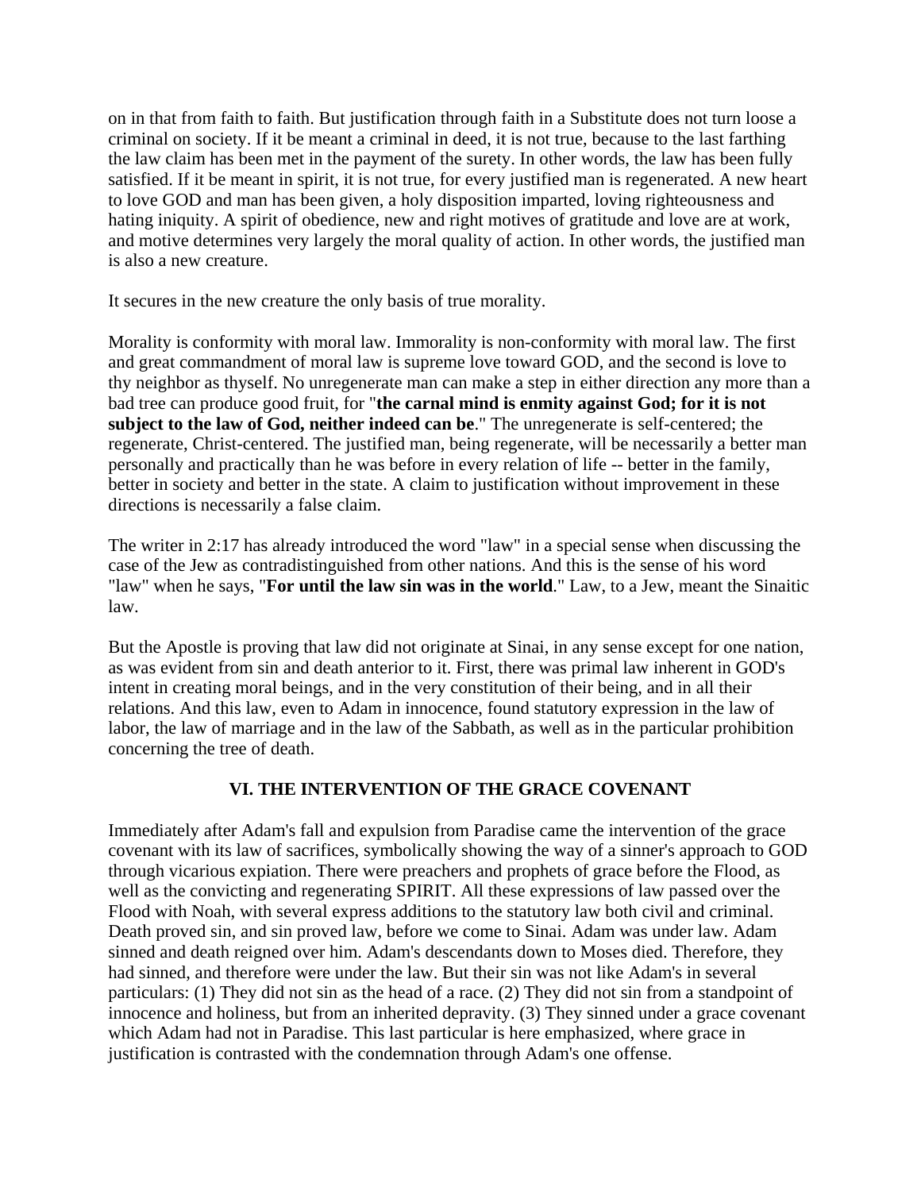on in that from faith to faith. But justification through faith in a Substitute does not turn loose a criminal on society. If it be meant a criminal in deed, it is not true, because to the last farthing the law claim has been met in the payment of the surety. In other words, the law has been fully satisfied. If it be meant in spirit, it is not true, for every justified man is regenerated. A new heart to love GOD and man has been given, a holy disposition imparted, loving righteousness and hating iniquity. A spirit of obedience, new and right motives of gratitude and love are at work, and motive determines very largely the moral quality of action. In other words, the justified man is also a new creature.

It secures in the new creature the only basis of true morality.

Morality is conformity with moral law. Immorality is non-conformity with moral law. The first and great commandment of moral law is supreme love toward GOD, and the second is love to thy neighbor as thyself. No unregenerate man can make a step in either direction any more than a bad tree can produce good fruit, for "**the carnal mind is enmity against God; for it is not subject to the law of God, neither indeed can be**." The unregenerate is self-centered; the regenerate, Christ-centered. The justified man, being regenerate, will be necessarily a better man personally and practically than he was before in every relation of life -- better in the family, better in society and better in the state. A claim to justification without improvement in these directions is necessarily a false claim.

The writer in 2:17 has already introduced the word "law" in a special sense when discussing the case of the Jew as contradistinguished from other nations. And this is the sense of his word "law" when he says, "**For until the law sin was in the world**." Law, to a Jew, meant the Sinaitic law.

But the Apostle is proving that law did not originate at Sinai, in any sense except for one nation, as was evident from sin and death anterior to it. First, there was primal law inherent in GOD's intent in creating moral beings, and in the very constitution of their being, and in all their relations. And this law, even to Adam in innocence, found statutory expression in the law of labor, the law of marriage and in the law of the Sabbath, as well as in the particular prohibition concerning the tree of death.

## VI. THE INTERVENTION OF THE GRACE COVENANT

Immediately after Adam's fall and expulsion from Paradise came the intervention of the grace covenant with its law of sacrifices, symbolically showing the way of a sinner's approach to GOD through vicarious expiation. There were preachers and prophets of grace before the Flood, as well as the convicting and regenerating SPIRIT. All these expressions of law passed over the Flood with Noah, with several express additions to the statutory law both civil and criminal. Death proved sin, and sin proved law, before we come to Sinai. Adam was under law. Adam sinned and death reigned over him. Adam's descendants down to Moses died. Therefore, they had sinned, and therefore were under the law. But their sin was not like Adam's in several particulars: (1) They did not sin as the head of a race. (2) They did not sin from a standpoint of innocence and holiness, but from an inherited depravity. (3) They sinned under a grace covenant which Adam had not in Paradise. This last particular is here emphasized, where grace in justification is contrasted with the condemnation through Adam's one offense.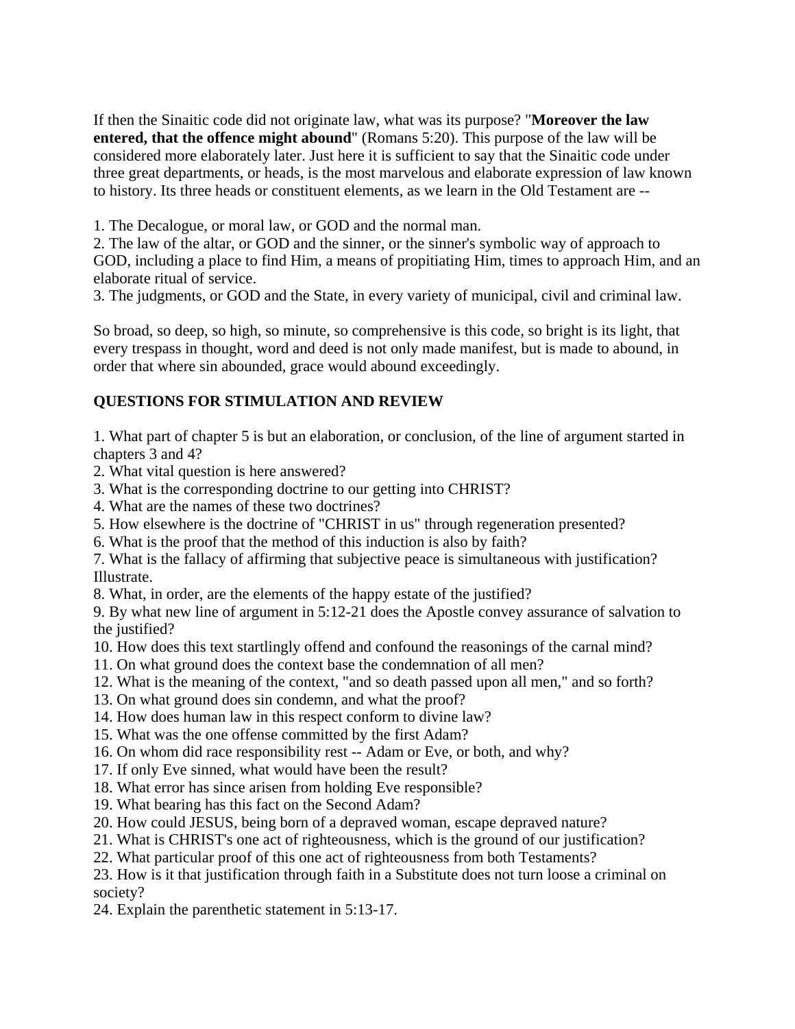If then the Sinaitic code did not originate law, what was its purpose? "**Moreover the law entered, that the offence might abound**" (Romans 5:20). This purpose of the law will be considered more elaborately later. Just here it is sufficient to say that the Sinaitic code under three great departments, or heads, is the most marvelous and elaborate expression of law known to history. Its three heads or constituent elements, as we learn in the Old Testament are --

1. The Decalogue, or moral law, or GOD and the normal man.
2. The law of the altar, or GOD and the sinner, or the sinner's symbolic way of approach to GOD, including a place to find Him, a means of propitiating Him, times to approach Him, and an elaborate ritual of service.
3. The judgments, or GOD and the State, in every variety of municipal, civil and criminal law.

So broad, so deep, so high, so minute, so comprehensive is this code, so bright is its light, that every trespass in thought, word and deed is not only made manifest, but is made to abound, in order that where sin abounded, grace would abound exceedingly.

**QUESTIONS FOR STIMULATION AND REVIEW**

1. What part of chapter 5 is but an elaboration, or conclusion, of the line of argument started in chapters 3 and 4?
2. What vital question is here answered?
3. What is the corresponding doctrine to our getting into CHRIST?
4. What are the names of these two doctrines?
5. How elsewhere is the doctrine of "CHRIST in us" through regeneration presented?
6. What is the proof that the method of this induction is also by faith?
7. What is the fallacy of affirming that subjective peace is simultaneous with justification? Illustrate.
8. What, in order, are the elements of the happy estate of the justified?
9. By what new line of argument in 5:12-21 does the Apostle convey assurance of salvation to the justified?
10. How does this text startlingly offend and confound the reasonings of the carnal mind?
11. On what ground does the context base the condemnation of all men?
12. What is the meaning of the context, "and so death passed upon all men," and so forth?
13. On what ground does sin condemn, and what the proof?
14. How does human law in this respect conform to divine law?
15. What was the one offense committed by the first Adam?
16. On whom did race responsibility rest -- Adam or Eve, or both, and why?
17. If only Eve sinned, what would have been the result?
18. What error has since arisen from holding Eve responsible?
19. What bearing has this fact on the Second Adam?
20. How could JESUS, being born of a depraved woman, escape depraved nature?
21. What is CHRIST's one act of righteousness, which is the ground of our justification?
22. What particular proof of this one act of righteousness from both Testaments?
23. How is it that justification through faith in a Substitute does not turn loose a criminal on society?
24. Explain the parenthetic statement in 5:13-17.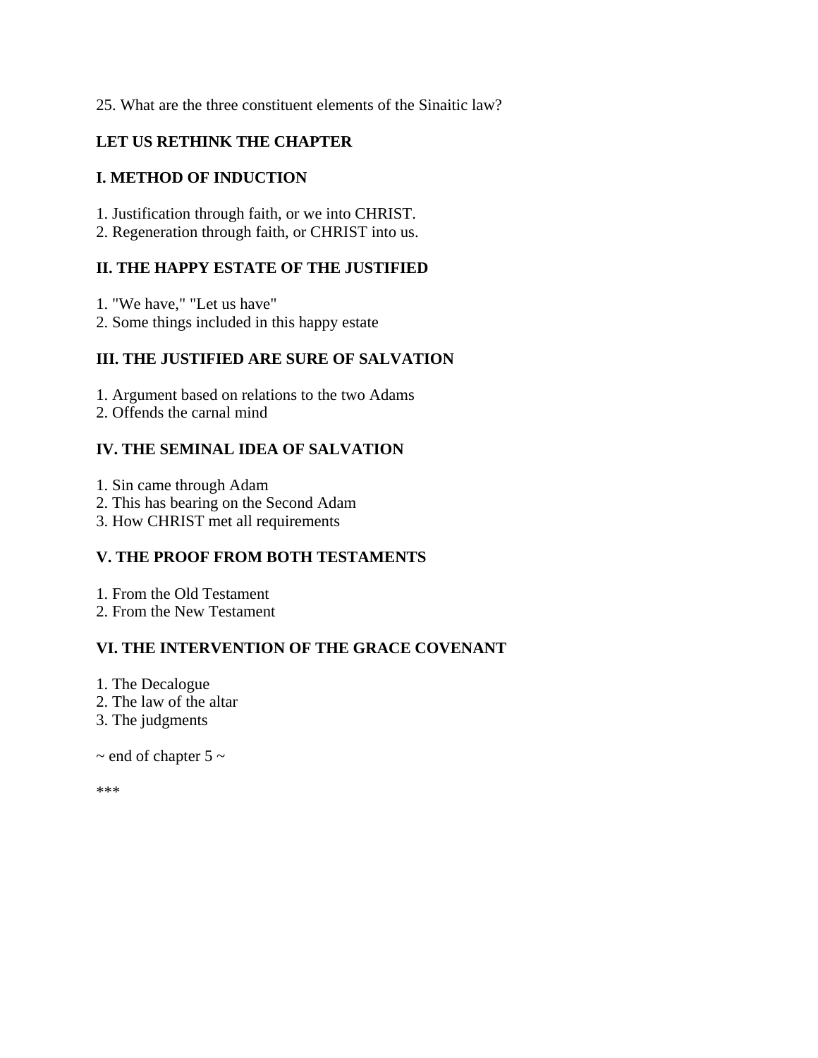25. What are the three constituent elements of the Sinaitic law?

**LET US RETHINK THE CHAPTER**

**I. METHOD OF INDUCTION**

1. Justification through faith, or we into CHRIST.
2. Regeneration through faith, or CHRIST into us.

**II. THE HAPPY ESTATE OF THE JUSTIFIED**

1. "We have," "Let us have"
2. Some things included in this happy estate

**III. THE JUSTIFIED ARE SURE OF SALVATION**

1. Argument based on relations to the two Adams
2. Offends the carnal mind

**IV. THE SEMINAL IDEA OF SALVATION**

1. Sin came through Adam
2. This has bearing on the Second Adam
3. How CHRIST met all requirements

**V. THE PROOF FROM BOTH TESTAMENTS**

1. From the Old Testament
2. From the New Testament

**VI. THE INTERVENTION OF THE GRACE COVENANT**

1. The Decalogue
2. The law of the altar
3. The judgments

~ end of chapter 5 ~

***